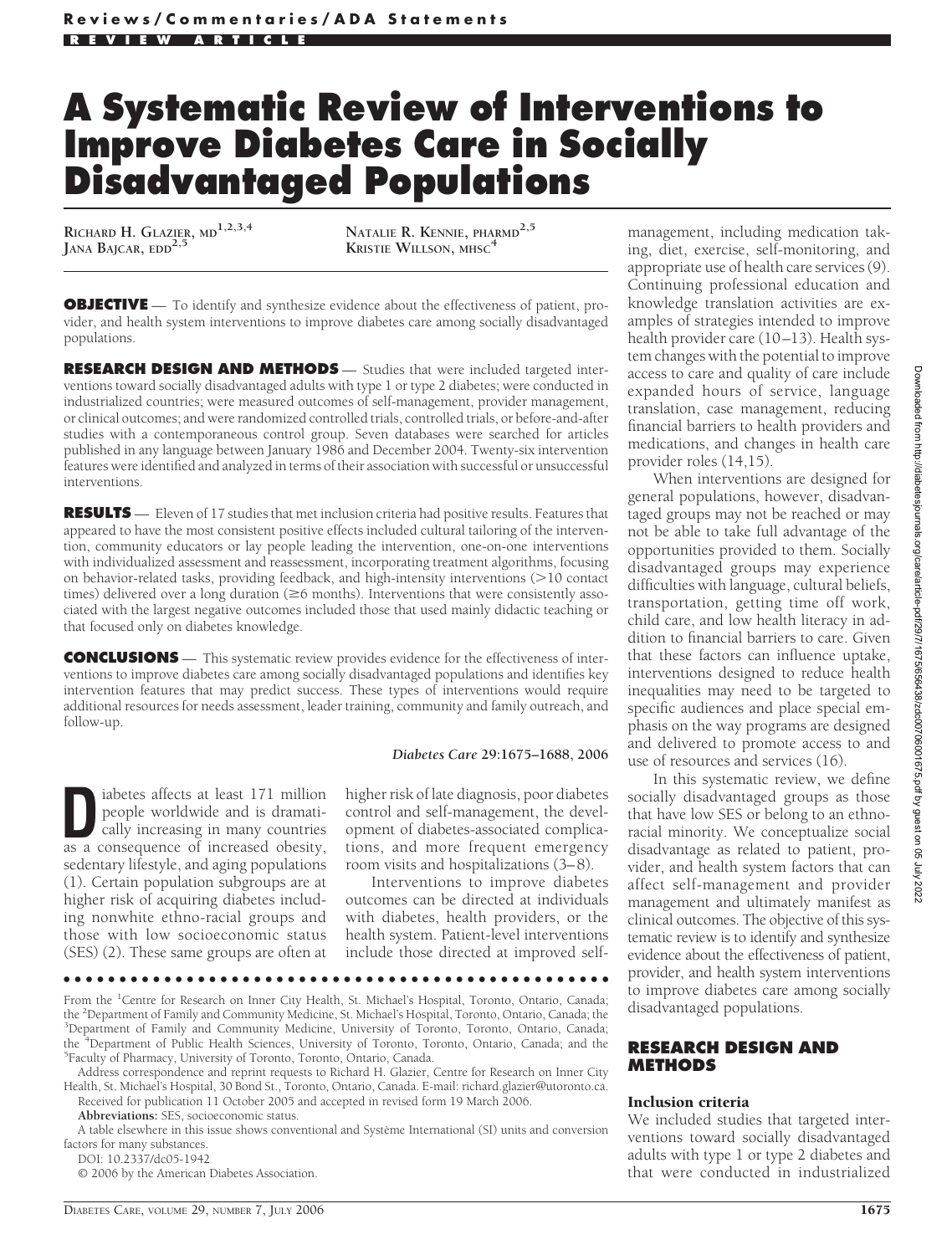# A Systematic Review of Interventions to Improve Diabetes Care in Socially Disadvantaged Populations

**Richard H. Glazier, MD**[1,2,3,4]
**Jana Bajcar, EdD**[2,5]
**Natalie R. Kennie, PharmD**[2,5]
**Kristie Willson, MHSc**[4]

**OBJECTIVE** — To identify and synthesize evidence about the effectiveness of patient, provider, and health system interventions to improve diabetes care among socially disadvantaged populations.

**RESEARCH DESIGN AND METHODS** — Studies that were included targeted interventions toward socially disadvantaged adults with type 1 or type 2 diabetes; were conducted in industrialized countries; were measured outcomes of self-management, provider management, or clinical outcomes; and were randomized controlled trials, controlled trials, or before-and-after studies with a contemporaneous control group. Seven databases were searched for articles published in any language between January 1986 and December 2004. Twenty-six intervention features were identified and analyzed in terms of their association with successful or unsuccessful interventions.

**RESULTS** — Eleven of 17 studies that met inclusion criteria had positive results. Features that appeared to have the most consistent positive effects included cultural tailoring of the intervention, community educators or lay people leading the intervention, one-on-one interventions with individualized assessment and reassessment, incorporating treatment algorithms, focusing on behavior-related tasks, providing feedback, and high-intensity interventions (>10 contact times) delivered over a long duration (≥6 months). Interventions that were consistently associated with the largest negative outcomes included those that used mainly didactic teaching or that focused only on diabetes knowledge.

**CONCLUSIONS** — This systematic review provides evidence for the effectiveness of interventions to improve diabetes care among socially disadvantaged populations and identifies key intervention features that may predict success. These types of interventions would require additional resources for needs assessment, leader training, community and family outreach, and follow-up.

*Diabetes Care* **29**:1675–1688, 2006

Diabetes affects at least 171 million people worldwide and is dramatically increasing in many countries as a consequence of increased obesity, sedentary lifestyle, and aging populations (1). Certain population subgroups are at higher risk of acquiring diabetes including nonwhite ethno-racial groups and those with low socioeconomic status (SES) (2). These same groups are often at higher risk of late diagnosis, poor diabetes control and self-management, the development of diabetes-associated complications, and more frequent emergency room visits and hospitalizations (3–8).

Interventions to improve diabetes outcomes can be directed at individuals with diabetes, health providers, or the health system. Patient-level interventions include those directed at improved self-management, including medication taking, diet, exercise, self-monitoring, and appropriate use of health care services (9). Continuing professional education and knowledge translation activities are examples of strategies intended to improve health provider care (10–13). Health system changes with the potential to improve access to care and quality of care include expanded hours of service, language translation, case management, reducing financial barriers to health providers and medications, and changes in health care provider roles (14,15).

When interventions are designed for general populations, however, disadvantaged groups may not be reached or may not be able to take full advantage of the opportunities provided to them. Socially disadvantaged groups may experience difficulties with language, cultural beliefs, transportation, getting time off work, child care, and low health literacy in addition to financial barriers to care. Given that these factors can influence uptake, interventions designed to reduce health inequalities may need to be targeted to specific audiences and place special emphasis on the way programs are designed and delivered to promote access to and use of resources and services (16).

In this systematic review, we define socially disadvantaged groups as those that have low SES or belong to an ethnoracial minority. We conceptualize social disadvantage as related to patient, provider, and health system factors that can affect self-management and provider management and ultimately manifest as clinical outcomes. The objective of this systematic review is to identify and synthesize evidence about the effectiveness of patient, provider, and health system interventions to improve diabetes care among socially disadvantaged populations.

## RESEARCH DESIGN AND METHODS

### Inclusion criteria

We included studies that targeted interventions toward socially disadvantaged adults with type 1 or type 2 diabetes and that were conducted in industrialized

---

From the [1]Centre for Research on Inner City Health, St. Michael's Hospital, Toronto, Ontario, Canada; the [2]Department of Family and Community Medicine, St. Michael's Hospital, Toronto, Ontario, Canada; the [3]Department of Family and Community Medicine, University of Toronto, Toronto, Ontario, Canada; the [4]Department of Public Health Sciences, University of Toronto, Toronto, Ontario, Canada; and the [5]Faculty of Pharmacy, University of Toronto, Toronto, Ontario, Canada.

Address correspondence and reprint requests to Richard H. Glazier, Centre for Research on Inner City Health, St. Michael's Hospital, 30 Bond St., Toronto, Ontario, Canada. E-mail: richard.glazier@utoronto.ca.

Received for publication 11 October 2005 and accepted in revised form 19 March 2006.

**Abbreviations:** SES, socioeconomic status.

A table elsewhere in this issue shows conventional and Système International (SI) units and conversion factors for many substances.

DOI: 10.2337/dc05-1942

© 2006 by the American Diabetes Association.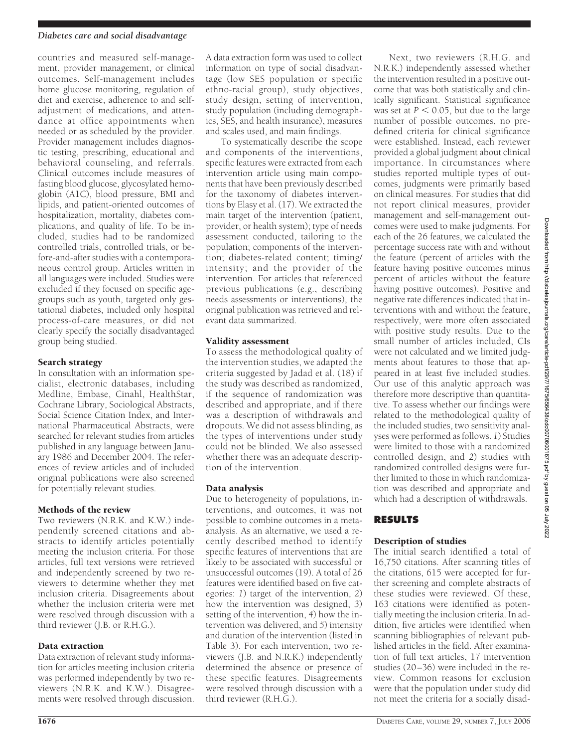countries and measured self-management, provider management, or clinical outcomes. Self-management includes home glucose monitoring, regulation of diet and exercise, adherence to and self-adjustment of medications, and attendance at office appointments when needed or as scheduled by the provider. Provider management includes diagnostic testing, prescribing, educational and behavioral counseling, and referrals. Clinical outcomes include measures of fasting blood glucose, glycosylated hemoglobin (A1C), blood pressure, BMI and lipids, and patient-oriented outcomes of hospitalization, mortality, diabetes complications, and quality of life. To be included, studies had to be randomized controlled trials, controlled trials, or before-and-after studies with a contemporaneous control group. Articles written in all languages were included. Studies were excluded if they focused on specific age-groups such as youth, targeted only gestational diabetes, included only hospital process-of-care measures, or did not clearly specify the socially disadvantaged group being studied.

### Search strategy

In consultation with an information specialist, electronic databases, including Medline, Embase, Cinahl, HealthStar, Cochrane Library, Sociological Abstracts, Social Science Citation Index, and International Pharmaceutical Abstracts, were searched for relevant studies from articles published in any language between January 1986 and December 2004. The references of review articles and of included original publications were also screened for potentially relevant studies.

### Methods of the review

Two reviewers (N.R.K. and K.W.) independently screened citations and abstracts to identify articles potentially meeting the inclusion criteria. For those articles, full text versions were retrieved and independently screened by two reviewers to determine whether they met inclusion criteria. Disagreements about whether the inclusion criteria were met were resolved through discussion with a third reviewer (J.B. or R.H.G.).

### Data extraction

Data extraction of relevant study information for articles meeting inclusion criteria was performed independently by two reviewers (N.R.K. and K.W.). Disagreements were resolved through discussion. A data extraction form was used to collect information on type of social disadvantage (low SES population or specific ethno-racial group), study objectives, study design, setting of intervention, study population (including demographics, SES, and health insurance), measures and scales used, and main findings.

To systematically describe the scope and components of the interventions, specific features were extracted from each intervention article using main components that have been previously described for the taxonomy of diabetes interventions by Elasy et al. (17). We extracted the main target of the intervention (patient, provider, or health system); type of needs assessment conducted, tailoring to the population; components of the intervention; diabetes-related content; timing/intensity; and the provider of the intervention. For articles that referenced previous publications (e.g., describing needs assessments or interventions), the original publication was retrieved and relevant data summarized.

### Validity assessment

To assess the methodological quality of the intervention studies, we adapted the criteria suggested by Jadad et al. (18) if the study was described as randomized, if the sequence of randomization was described and appropriate, and if there was a description of withdrawals and dropouts. We did not assess blinding, as the types of interventions under study could not be blinded. We also assessed whether there was an adequate description of the intervention.

### Data analysis

Due to heterogeneity of populations, interventions, and outcomes, it was not possible to combine outcomes in a meta-analysis. As an alternative, we used a recently described method to identify specific features of interventions that are likely to be associated with successful or unsuccessful outcomes (19). A total of 26 features were identified based on five categories: *1*) target of the intervention, *2*) how the intervention was designed, *3*) setting of the intervention, *4*) how the intervention was delivered, and *5*) intensity and duration of the intervention (listed in Table 3). For each intervention, two reviewers (J.B. and N.R.K.) independently determined the absence or presence of these specific features. Disagreements were resolved through discussion with a third reviewer (R.H.G.).

Next, two reviewers (R.H.G. and N.R.K.) independently assessed whether the intervention resulted in a positive outcome that was both statistically and clinically significant. Statistical significance was set at $P < 0.05$, but due to the large number of possible outcomes, no predefined criteria for clinical significance were established. Instead, each reviewer provided a global judgment about clinical importance. In circumstances where studies reported multiple types of outcomes, judgments were primarily based on clinical measures. For studies that did not report clinical measures, provider management and self-management outcomes were used to make judgments. For each of the 26 features, we calculated the percentage success rate with and without the feature (percent of articles with the feature having positive outcomes minus percent of articles without the feature having positive outcomes). Positive and negative rate differences indicated that interventions with and without the feature, respectively, were more often associated with positive study results. Due to the small number of articles included, CIs were not calculated and we limited judgments about features to those that appeared in at least five included studies. Our use of this analytic approach was therefore more descriptive than quantitative. To assess whether our findings were related to the methodological quality of the included studies, two sensitivity analyses were performed as follows. *1*) Studies were limited to those with a randomized controlled design, and *2*) studies with randomized controlled designs were further limited to those in which randomization was described and appropriate and which had a description of withdrawals.

## RESULTS

### Description of studies

The initial search identified a total of 16,750 citations. After scanning titles of the citations, 615 were accepted for further screening and complete abstracts of these studies were reviewed. Of these, 163 citations were identified as potentially meeting the inclusion criteria. In addition, five articles were identified when scanning bibliographies of relevant published articles in the field. After examination of full text articles, 17 intervention studies (20–36) were included in the review. Common reasons for exclusion were that the population under study did not meet the criteria for a socially disad-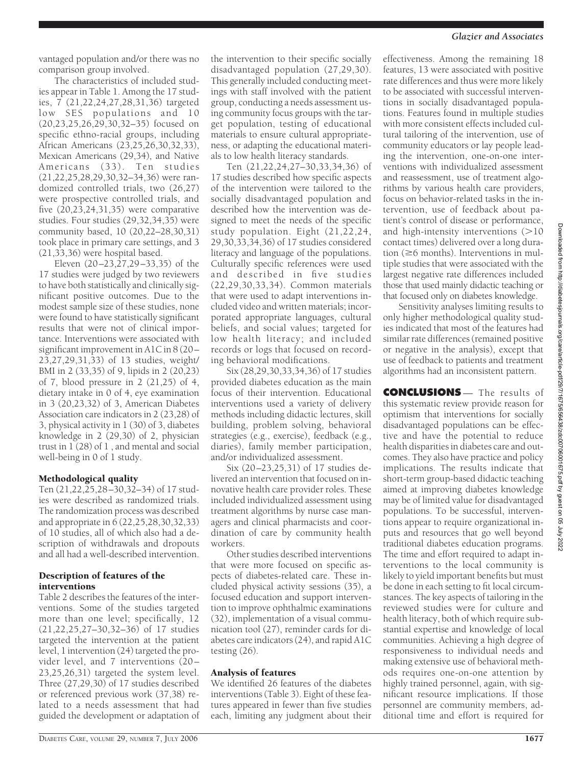vantaged population and/or there was no comparison group involved.

The characteristics of included studies appear in Table 1. Among the 17 studies, 7 (21,22,24,27,28,31,36) targeted low SES populations and 10 (20,23,25,26,29,30,32–35) focused on specific ethno-racial groups, including African Americans (23,25,26,30,32,33), Mexican Americans (29,34), and Native Americans (33). Ten studies (21,22,25,28,29,30,32–34,36) were randomized controlled trials, two (26,27) were prospective controlled trials, and five (20,23,24,31,35) were comparative studies. Four studies (29,32,34,35) were community based, 10 (20,22–28,30,31) took place in primary care settings, and 3 (21,33,36) were hospital based.

Eleven (20–23,27,29–33,35) of the 17 studies were judged by two reviewers to have both statistically and clinically significant positive outcomes. Due to the modest sample size of these studies, none were found to have statistically significant results that were not of clinical importance. Interventions were associated with significant improvement in A1C in 8 (20–23,27,29,31,33) of 13 studies, weight/BMI in 2 (33,35) of 9, lipids in 2 (20,23) of 7, blood pressure in 2 (21,25) of 4, dietary intake in 0 of 4, eye examination in 3 (20,23,32) of 3, American Diabetes Association care indicators in 2 (23,28) of 3, physical activity in 1 (30) of 3, diabetes knowledge in 2 (29,30) of 2, physician trust in 1 (28) of 1, and mental and social well-being in 0 of 1 study.

### Methodological quality

Ten (21,22,25,28–30,32–34) of 17 studies were described as randomized trials. The randomization process was described and appropriate in 6 (22,25,28,30,32,33) of 10 studies, all of which also had a description of withdrawals and dropouts and all had a well-described intervention.

### Description of features of the interventions

Table 2 describes the features of the interventions. Some of the studies targeted more than one level; specifically, 12 (21,22,25,27–30,32–36) of 17 studies targeted the intervention at the patient level, 1 intervention (24) targeted the provider level, and 7 interventions (20–23,25,26,31) targeted the system level. Three (27,29,30) of 17 studies described or referenced previous work (37,38) related to a needs assessment that had guided the development or adaptation of the intervention to their specific socially disadvantaged population (27,29,30). This generally included conducting meetings with staff involved with the patient group, conducting a needs assessment using community focus groups with the target population, testing of educational materials to ensure cultural appropriateness, or adapting the educational materials to low health literacy standards.

Ten (21,22,24,27–30,33,34,36) of 17 studies described how specific aspects of the intervention were tailored to the socially disadvantaged population and described how the intervention was designed to meet the needs of the specific study population. Eight (21,22,24,29,30,33,34,36) of 17 studies considered literacy and language of the populations. Culturally specific references were used and described in five studies (22,29,30,33,34). Common materials that were used to adapt interventions included video and written materials; incorporated appropriate languages, cultural beliefs, and social values; targeted for low health literacy; and included records or logs that focused on recording behavioral modifications.

Six (28,29,30,33,34,36) of 17 studies provided diabetes education as the main focus of their intervention. Educational interventions used a variety of delivery methods including didactic lectures, skill building, problem solving, behavioral strategies (e.g., exercise), feedback (e.g., diaries), family member participation, and/or individualized assessment.

Six (20–23,25,31) of 17 studies delivered an intervention that focused on innovative health care provider roles. These included individualized assessment using treatment algorithms by nurse case managers and clinical pharmacists and coordination of care by community health workers.

Other studies described interventions that were more focused on specific aspects of diabetes-related care. These included physical activity sessions (35), a focused education and support intervention to improve ophthalmic examinations (32), implementation of a visual communication tool (27), reminder cards for diabetes care indicators (24), and rapid A1C testing (26).

### Analysis of features

We identified 26 features of the diabetes interventions (Table 3). Eight of these features appeared in fewer than five studies each, limiting any judgment about their effectiveness. Among the remaining 18 features, 13 were associated with positive rate differences and thus were more likely to be associated with successful interventions in socially disadvantaged populations. Features found in multiple studies with more consistent effects included cultural tailoring of the intervention, use of community educators or lay people leading the intervention, one-on-one interventions with individualized assessment and reassessment, use of treatment algorithms by various health care providers, focus on behavior-related tasks in the intervention, use of feedback about patient's control of disease or performance, and high-intensity interventions (>10 contact times) delivered over a long duration (≥6 months). Interventions in multiple studies that were associated with the largest negative rate differences included those that used mainly didactic teaching or that focused only on diabetes knowledge.

Sensitivity analyses limiting results to only higher methodological quality studies indicated that most of the features had similar rate differences (remained positive or negative in the analysis), except that use of feedback to patients and treatment algorithms had an inconsistent pattern.

## CONCLUSIONS

The results of this systematic review provide reason for optimism that interventions for socially disadvantaged populations can be effective and have the potential to reduce health disparities in diabetes care and outcomes. They also have practice and policy implications. The results indicate that short-term group-based didactic teaching aimed at improving diabetes knowledge may be of limited value for disadvantaged populations. To be successful, interventions appear to require organizational inputs and resources that go well beyond traditional diabetes education programs. The time and effort required to adapt interventions to the local community is likely to yield important benefits but must be done in each setting to fit local circumstances. The key aspects of tailoring in the reviewed studies were for culture and health literacy, both of which require substantial expertise and knowledge of local communities. Achieving a high degree of responsiveness to individual needs and making extensive use of behavioral methods requires one-on-one attention by highly trained personnel, again, with significant resource implications. If those personnel are community members, additional time and effort is required for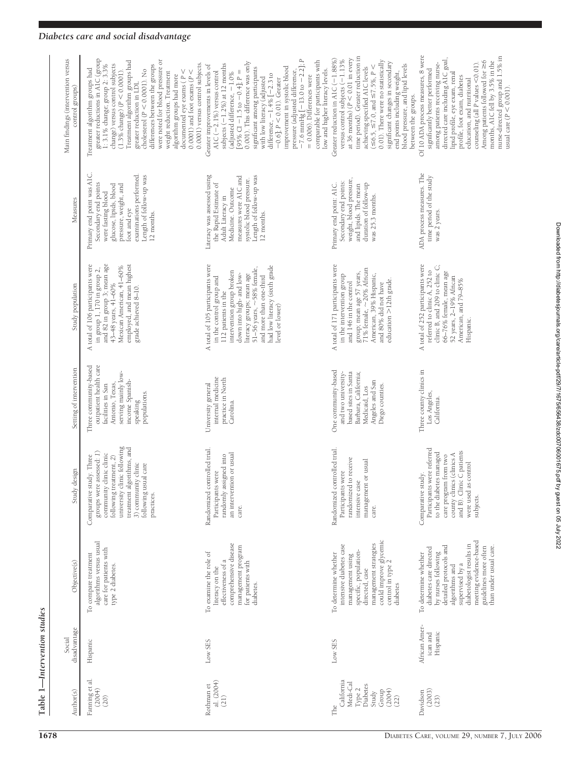**Table 1—*Intervention studies***

| Author(s) | Social disadvantage | Objective(s) | Study design | Setting of intervention | Study population | Measures | Main findings (intervention versus control groups) |
|---|---|---|---|---|---|---|---|
| Fanning et al. (2004) (20) | Hispanic | To compare treatment algorithms versus usual care for patients with type 2 diabetes. | Comparative study. Three groups were assessed: 1) community clinic clinic following treatment, 2) university clinic following treatment algorithms, and 3) community clinic following usual care practices. | Three community-based outpatient health care facilities in San Antonio, Texas, serving mainly low-income Spanish-speaking populations. | A total of 106 participants were in group 1, 170 in group 2, and 82 in group 3; mean age 43–48 years, 41–60% Mexican American, 41–60% employed, and mean highest grade achieved 8–10. | Primary end point was A1C. Secondary end points were fasting blood glucose, lipids, blood pressure, weight, and foot and eye examinations performed. Length of follow-up was 12 months. | Treatment algorithm groups had greater reductions in A1C (group 1: 3.1% change; group 2: 3.3% change) versus control subjects (1.3% change) ($P < 0.0001$). Treatment algorithm groups had greater reduction in LDL cholesterol ($P < 0.0001$). No differences between the groups were noted for blood pressure or weight reduction. Treatment algorithm groups had more documented eye exams ($P <$ 0.0001) and foot exams ($P <$ 0.0001) versus control subjects. |
| Rothman et al. (2004) (21) | Low SES | To examine the role of literacy on the effectiveness of a comprehensive disease management program for patients with diabetes. | Randomized controlled trial. Participants were randomly assigned into an intervention or usual care. | University general internal medicine practice in North Carolina. | A total of 105 participants were in the control group and 112 patients in the intervention group broken down into high- and low-literacy groups; mean age 51–56 years, ~58% female, and more than one-third had low literacy (sixth grade level or lower) | Literacy was assessed using the Rapid Estimate of Adult Literacy in Medicine. Outcome measures were A1C and systolic blood pressure. Length of follow-up was 12 months. | Greater improvements in levels of A1C (−2.1%) versus control subjects (−1.2%) at 12 months (adjusted difference, −1.0% [95% CI −1.5 to −0.4]; $P =$ 0.001). This difference was only significant among participants with low literacy (adjusted difference, −1.4% [−2.3 to −0.6]; $P < 0.01$). Greater improvement in systolic blood pressure (adjusted difference, −7.6 mmHg [−13.0 to −2.2]; $P$ = 0.006). Differences were comparable for participants with low and higher literacy levels. |
| The California Medi-Cal Type 2 Diabetes Study Group (2004) (22) | Low SES | To determine whether intensive diabetes case management using specific, population-directed, case management strategies could improve glycemic control in type 2 diabetes | Randomized controlled trial. Participants were randomized to receive intensive case management or usual care. | One community-based and two university-based sites in Santa Barbara, California; Medicaid, Los Angeles and San Diego counties. | A total of 171 participants were in the intervention group and 146 in the control group; mean age 57 years, 71% female, ~20% African American, 39% Hispanic, and 80% did not have education >12th grade. | Primary end point: A1C. Secondary end points: weight, blood pressure, and lipids. The mean duration of follow-up was 25.3 months. | Greater reduction in A1C (−1.88%) versus control subjects (−1.13% at 36 months) ($P < 0.01$ in every time period). Greater reduction in achieving specified A1C levels (≤6.5, ≤7.0, and ≤7.5%, $P <$ 0.01). There were no statistically significant changes in secondary end points including weight, blood pressure, and lipid levels between the groups. |
| Davidson (2003) (23) | African American and Hispanic | To determine whether diabetes care directed by nurses following detailed protocols and algorithms and supervised by a diabetologist results in meeting evidence-based guidelines more often than under usual care. | Comparative study. Participants were referred to the diabetes managed care program from two county clinics (clinics A and B). Clinic C patients were used as control subjects. | Three county clinics in Los Angeles, California. | A total of 252 participants were referred to clinic A, 252 to clinic B, and 209 to clinic C; 66–76% female, mean age 52 years, 2–19% African American, and 79–85% Hispanic. | ADA process measures. The time period of the study was 2 years. | Of 10 ADA process measures, 8 were significantly better performed among patients receiving nurse-directed care including A1C goal, lipid profile, eye exam, renal profile, foot exam, diabetes education and nutritional counseling (all $P$ values <0.01). Among patients followed for ≥6 months, A1C fell by 3.5% in the nurse-directed group and 1.5% in usual care ($P < 0.001$). |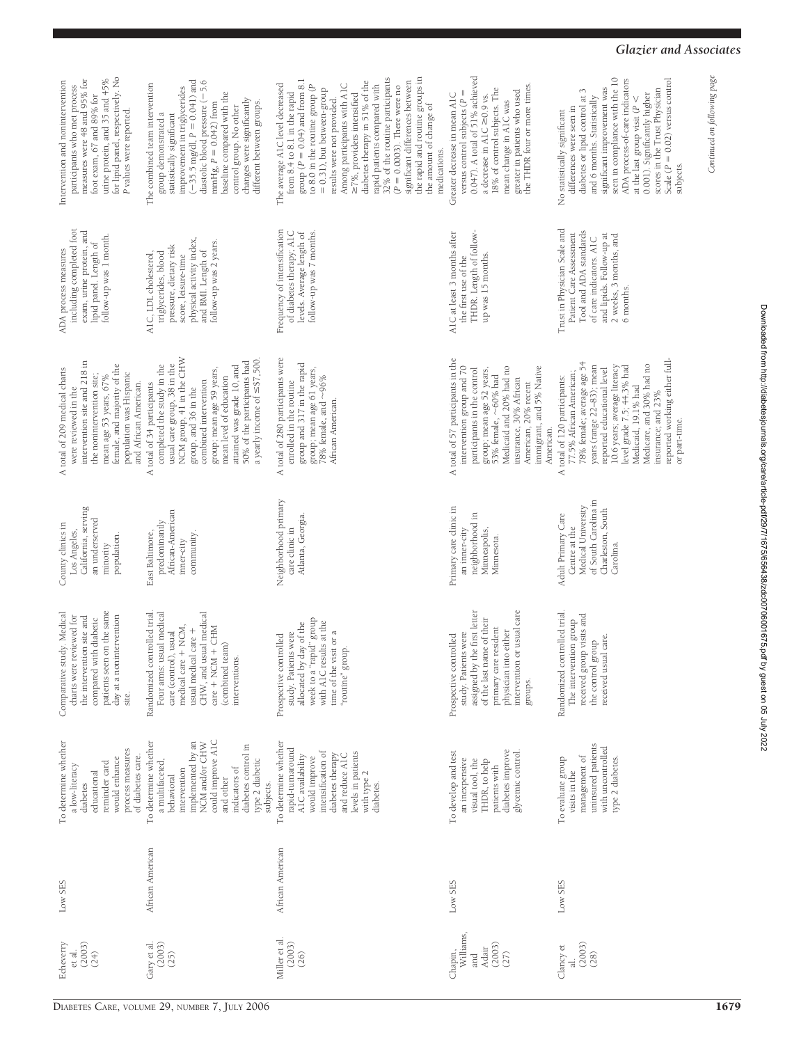| | | | | | | | |
|---|---|---|---|---|---|---|---|
| Echeverry et al. (2003) (24) | Low SES | To determine whether a low-literacy diabetes educational reminder card would enhance process measures of diabetes care. | Comparative study. Medical charts were reviewed for the intervention site and compared with diabetic patients seen on the same day at a nonintervention site. | County clinics in Los Angeles, California, serving an underserved minority population. | A total of 209 medical charts were reviewed in the intervention site and 218 in the nonintervention site; mean age 53 years, 67% female, and majority of the population was Hispanic and African American. | ADA process measures including completed foot exam, urine protein, and lipid panel. Length of follow-up was 1 month. | Intervention and nonintervention participants who met process measures were 48 and 95% for foot exam, 67 and 89% for urine protein, and 35 and 45% for lipid panel, respectively. No P values were reported. |
| Gary et al. (2003) (25) | African American | To determine whether a multifaceted, behavioral intervention implemented by an NCM and/or CHW could improve A1C and other indicators of diabetes control in type 2 diabetic subjects. | Randomized controlled trial. Four arms: usual medical care (control), usual medical care + NCM, usual medical care + CHW, and usual medical care + NCM + CHM (combined team) interventions. | East Baltimore, predominantly African-American inner-city community. | A total of 34 participants completed the study in the usual care group, 38 in the NCM group, 41 in the CHW group, and 36 in the combined intervention group; mean age 59 years, mean level of education attained was grade 10, and 50% of the participants had a yearly income of ≤$7,500. | A1C, LDL cholesterol, triglycerides, blood pressure, dietary risk score, leisure-time physical activity index, and BMI. Length of follow-up was 2 years. | The combined team intervention group demonstrated a statistically significant improvement in triglycerides (−35.5 mg/dl, $P = 0.041$) and diastolic blood pressure (−5.6 mmHg, $P = 0.042$) from baseline compared with the control group. No other changes were significantly different between groups. |
| Miller et al (2003) (26) | African American | To determine whether rapid-turnaround A1C availability would improve intensification of diabetes therapy and reduce A1C levels in patients with type 2 diabetes. | Prospective controlled study. Patients were allocated by day of the week to a "rapid" group with A1C results at the time of the visit or a "routine" group. | Neighborhood primary care clinic in Atlanta, Georgia. | A total of 280 participants were enrolled in the routine group and 317 in the rapid group; mean age 61 years, 78% female, and ~96% African American. | Frequency of intensification of diabetes therapy; A1C levels. Average length of follow-up was 7 months. | The average A1C level decreased from 8.4 to 8.1 in the rapid group ($P = 0.04$) and from 8.1 to 8.0 in the routine group ($P = 0.31$), but between-group results were not provided. Among participants with A1C ≥7%, providers intensified diabetes therapy in 51% of the rapid patients compared with 32% of the routine participants ($P = 0.0003$). There were no significant differences between the rapid and routine groups in the amount of change of medications. |
| Chapin, Williams, and Adair (2003) (27) | Low SES | To develop and test an inexpensive visual tool, the THDR, to help patients with diabetes improve glycemic control. | Prospective controlled study. Patients were assigned by the first letter of the last name of their primary care resident physician into either intervention or usual care groups. | Primary care clinic in an inner-city neighborhood in Minneapolis, Minnesota. | A total of 57 participants in the intervention group and 70 participants in the control group; mean age 52 years, 53% female, ~60% had Medicaid and 20% had no insurance, 30% African American, 20% recent immigrant, and 5% Native American. | A1C at least 3 months after the first use of the THDR. Length of follow-up was 15 months. | Greater decrease in mean A1C versus control subjects ($P = 0.047$). A total of 51% achieved a decrease in A1C ≥0.9 vs. 18% of control subjects. The mean change in A1C was greater in patients who used the THDR four or more times. |
| Clancy et al. (2003) (28) | Low SES | To evaluate group visits in the management of uninsured patients with uncontrolled type 2 diabetes. | Randomized controlled trial. The intervention group received group visits and the control group received usual care. | Adult Primary Care Centre at the Medical University of South Carolina in Charleston, South Carolina. | A total of 120 participants: 77.5% African American; 78% female; average age 54 years (range 22–83); mean reported educational level 10.6 years; average literacy level grade 7.5; 44.3% had Medicaid, 19.1% had Medicare, and 30% had no insurance; and 23% reported working either full- or part-time. | Trust in Physician Scale and Patient Care Assessment Tool and ADA standards of care indicators. A1C and lipids. Follow-up at 2 weeks, 3 months, and 6 months. | No statistically significant differences were seen in diabetes or lipid control at 3 and 6 months. Statistically significant improvement was seen in compliance with the 10 ADA process-of-care indicators at the last group visit ($P < 0.001$). Significantly higher scores in the Trust Physician Scale ($P = 0.02$) versus control subjects. |

*Continued on following page*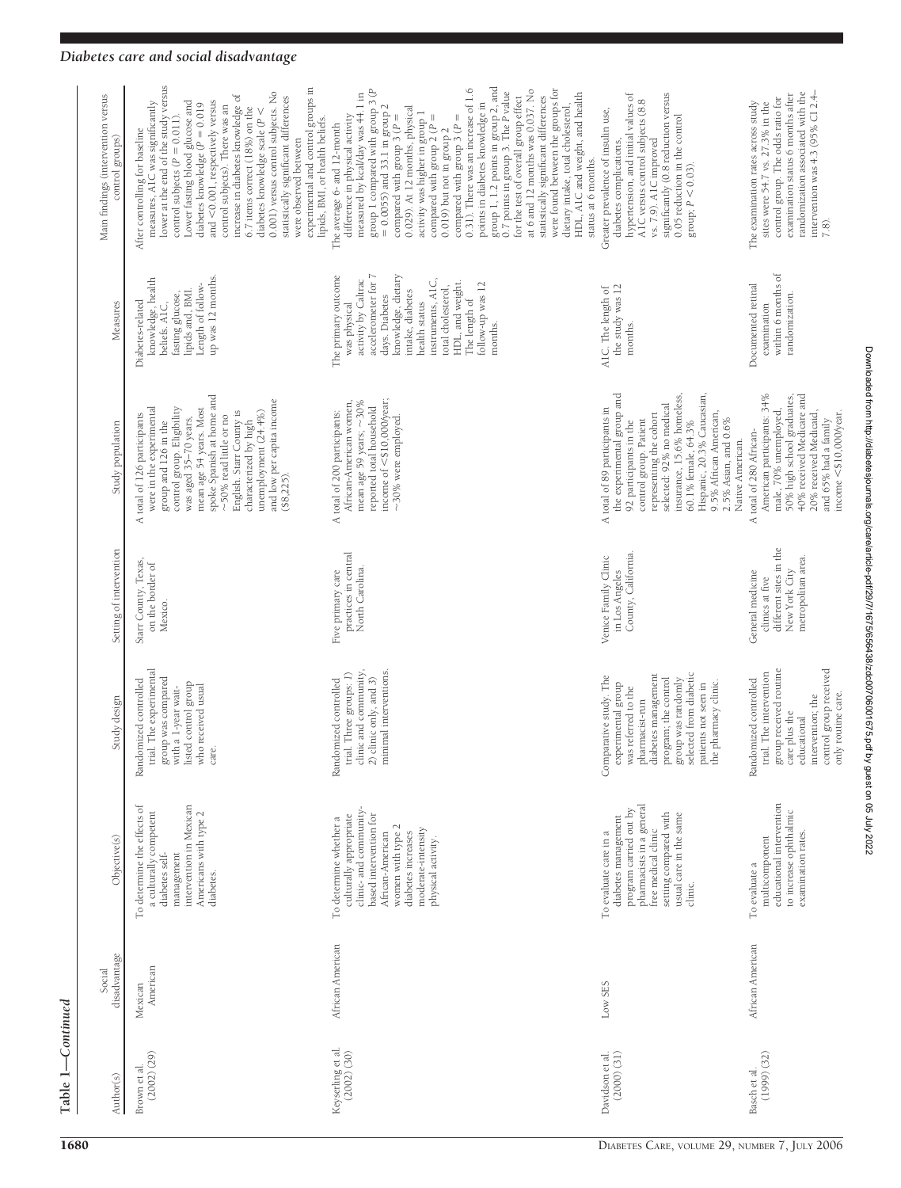Table 1—Continued

| Author(s) | Social disadvantage | Objective(s) | Study design | Setting of intervention | Study population | Measures | Main findings (intervention versus control groups) |
|---|---|---|---|---|---|---|---|
| Brown et al. (2002) (29) | Mexican American | To determine the effects of a culturally competent diabetes self-management intervention in Mexican Americans with type 2 diabetes. | Randomized controlled trial. The experimental group was compared with a 1-year wait-listed control group who received usual care. | Starr County, Texas, on the border of Mexico. | A total of 126 participants were in the experimental group and 126 in the control group. Eligibility was aged 35–70 years, mean age 54 years. Most spoke Spanish at home and ~50% read little or no English. Starr County is characterized by high unemployment (24.4%) and low per capita income ($8,225). | Diabetes-related knowledge, health beliefs, A1C, fasting glucose, lipids and, BMI. Length of follow-up was 12 months. | After controlling for baseline measures, A1C was significantly lower at the end of the study versus control subjects ($P = 0.011$). Lower fasting blood glucose and diabetes knowledge ($P = 0.019$ and <0.001, respectively versus control subjects). There was an increase in diabetes knowledge of 6.7 items correct (18%) on the diabetes knowledge scale ($P <$ 0.001) versus control subjects. No statistically significant differences were observed between experimental and control groups in lipids, BMI, or health beliefs. |
| Keyserling et al. (2002) (30) | African American | To determine whether a culturally appropriate clinic- and community-based intervention for African-American women with type 2 diabetes increases moderate-intensity physical activity. | Randomized controlled trial. Three groups: 1) clinic and community, 2) clinic only, and 3) minimal interventions. | Five primary care practices in central North Carolina. | A total of 200 participants: African-American women, mean age 59 years; ~30% reported total household income of <$10,000/year; ~30% were employed. | The primary outcome was physical activity by Caltrac accelerometer for 7 days. Diabetes knowledge, dietary intake, diabetes health status instruments, A1C, total cholesterol, HDL, and weight. The length of follow-up was 12 months. | The average 6- and 12-month difference in physical activity measured by kcal/day was 44.1 in group 1 compared with group 3 ($P = 0.0055$) and 33.1 in group 2 compared with group 3 ($P = 0.029$). At 12 months, physical activity was higher in group 1 compared with group 2 ($P = 0.019$) but not in group 2 compared with group 3 ($P = 0.31$). There was an increase of 1.6 points in diabetes knowledge in group 1, 1.2 points in group 2, and 0.7 points in group 3. The $P$ value for the test of overall group effect at 6 and 12 months was 0.037. No statistically significant differences were found between the groups for dietary intake, total cholesterol, HDL, A1C and weight, and health status at 6 months. |
| Davidson et al. (2000) (31) | Low SES | To evaluate care in a diabetes management program carried out by pharmacists in a general free medical clinic setting compared with usual care in the same clinic. | Comparative study. The experimental group was referred to the pharmacist-run diabetes management program; the control group was randomly selected from diabetic patients not seen in the pharmacy clinic. | Venice Family Clinic in Los Angeles County, California. | A total of 89 participants in the experimental group and 92 participants in the control group. Patient representing the cohort selected: 92% no medical insurance, 15.6% homeless, 60.1% female, 64.3% Hispanic, 20.3% Caucasian, 9.5% African American, 2.5% Asian, and 0.6% Native American. | A1C. The length of the study was 12 months. | Greater prevalence of insulin use, diabetes complications, hypertension, and initial values of A1C versus control subjects (8.8 vs. 7.9). A1C improved significantly (0.8 reduction versus 0.05 reduction in the control group; $P < 0.03$). |
| Basch et al. (1999) (32) | African American | To evaluate a multicomponent educational intervention to increase ophthalmic examination rates. | Randomized controlled trial. The intervention group received routine care plus the educational intervention; the control group received only routine care. | General medicine clinics at five different sites in the New York City metropolitan area. | A total of 280 African-American participants: 34% male, 70% unemployed, 50% high school graduates, 40% received Medicare and 20% received Medicaid, and 65% had a family income <$10,000/year. | Documented retinal examination within 6 months of randomization. | The examination rates across study sites were 54.7 vs. 27.3% in the control group. The odds ratio for examination status 6 months after randomization associated with the intervention was 4.3 (95% CI 2.4–7.8). |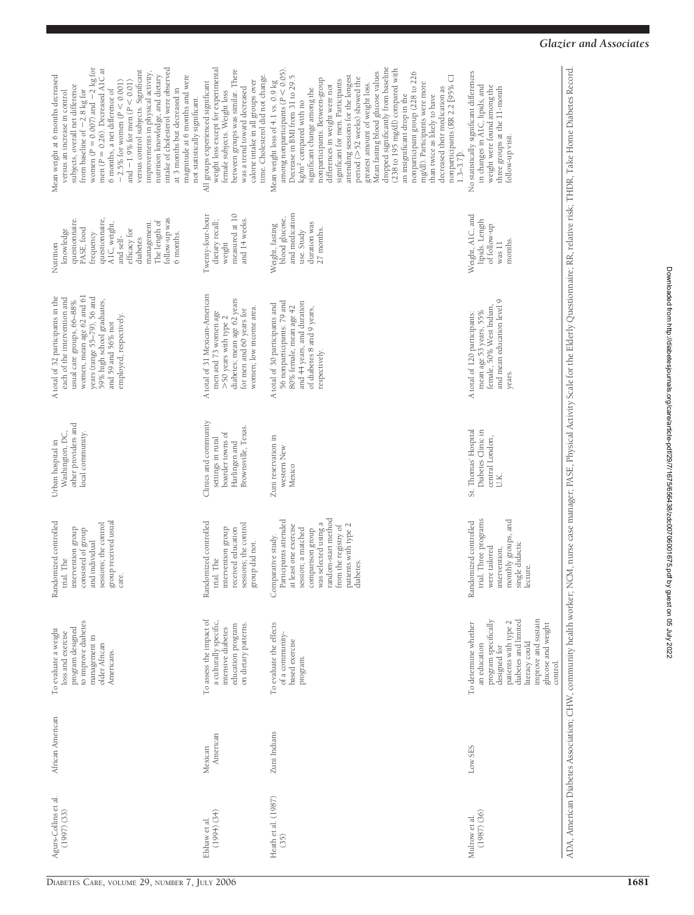| | | | | | | | |
|---|---|---|---|---|---|---|---|
| Agurs-Collins et al. (1997) (33) | African American | To evaluate a weight loss and exercise program designed to improve diabetes management in older African Americans. | Randomized controlled trial. The intervention group consisted of group and individual sessions; the control group received usual care. | Urban hospital in Washington, DC, other providers and local community. | A total of 32 participants in the each of the intervention and usual care groups, 66–88% women, mean age 62 and 61 years (range 55–79), 56 and 59% high school graduates, and 59 and 56% not employed, respectively. | Nutrition knowledge questionnaire, PASE, food frequency questionnaire, A1C, weight, and self-efficacy for diabetes management. The length of follow-up was 6 months. | Mean weight at 6 months decreased versus an increase in control subjects, overall net difference from baseline of −2.8 kg for women ($P = 0.007$) and −2 kg for men ($P = 0.26$). Decreased A1C at 6 months, a net difference of −2.5% for women ($P < 0.001$) and −1.9% for men ($P < 0.01$) versus control subjects. Significant improvements in physical activity, nutrition knowledge, and dietary intake of cholesterol were observed at 3 months but decreased in magnitude at 6 months and were not statistically significant. |
| Elshaw et al. (1994) (34) | Mexican American | To assess the impact of a culturally specific, intensive diabetes education program on dietary patterns. | Randomized controlled trial. The intervention group received education sessions; the control group did not. | Clinics and community settings in rural boarder towns of Harlingen and Brownsville, Texas. | A total of 31 Mexican-American men and 73 women age >50 years with type 2 diabetes; mean age 62 years for men and 60 years for women; low income area. | Twenty-four-hour dietary recall; weight measured at 10 and 14 weeks. | All groups experienced significant weight loss except for experimental female subjects. Weight loss between groups was similar. There was a trend toward decreased calorie intake in all groups over time. Cholesterol did not change. |
| Heath et al. (1987) (35) | Zuni Indians | To evaluate the effects of a community-based exercise program. | Comparative study. Participants attended at least one exercise session; a matched comparison group was selected using a random-start method from the registry of patients with type 2 diabetes. | Zuni reservation in western New Mexico | A total of 30 participants and 56 nonparticipants: 79 and 80% female, mean age 42 and 44 years, and duration of diabetes 8 and 9 years, respectively. | Weight, fasting blood glucose, and medication use. Study duration was 27 months. | Mean weight loss of 4.1 vs. 0.9 kg among nonparticipants ($P < 0.05$). Decrease in BMI from 31 to 29.5 kg/m$^2$ compared with no significant change among the nonparticipants. Between-group differences in weight were not significant for men. Participants attending sessions for the longest period (>52 weeks) showed the greatest amount of weight loss. Mean fasting blood glucose values dropped significantly from baseline (238 to 195 mg/dl) compared with an insignificant drop in the nonparticipant group (228 to 226 mg/dl). Participants were more than twice as likely to have decreased their medication as nonparticipants (RR 2.2 [95% CI 1.3–3.7]). |
| Mulrow et al. (1987) (36) | Low SES | To determine whether an education program specifically designed for patients with type 2 diabetes and limited literacy could improve and sustain glucose and weight control. | Randomized controlled trial. Three programs were tailored intervention, monthly groups, and single didactic lecture. | St. Thomas' Hospital Diabetes Clinic in central London, U.K. | A total of 120 participants: mean age 53 years, 55% female, 50% West Indian, and mean education level 9 years. | Weight, A1C, and lipids. Length of follow-up was 11 months. | No statistically significant differences in changes in A1C, lipids, and weight were found among the three groups at the 11-month follow-up visit. |

ADA, American Diabetes Association; CHW, community health worker; NCM, nurse case manager; PASE, Physical Activity Scale for the Elderly Questionnaire; RR, relative risk; THDR, Take Home Diabetes Record.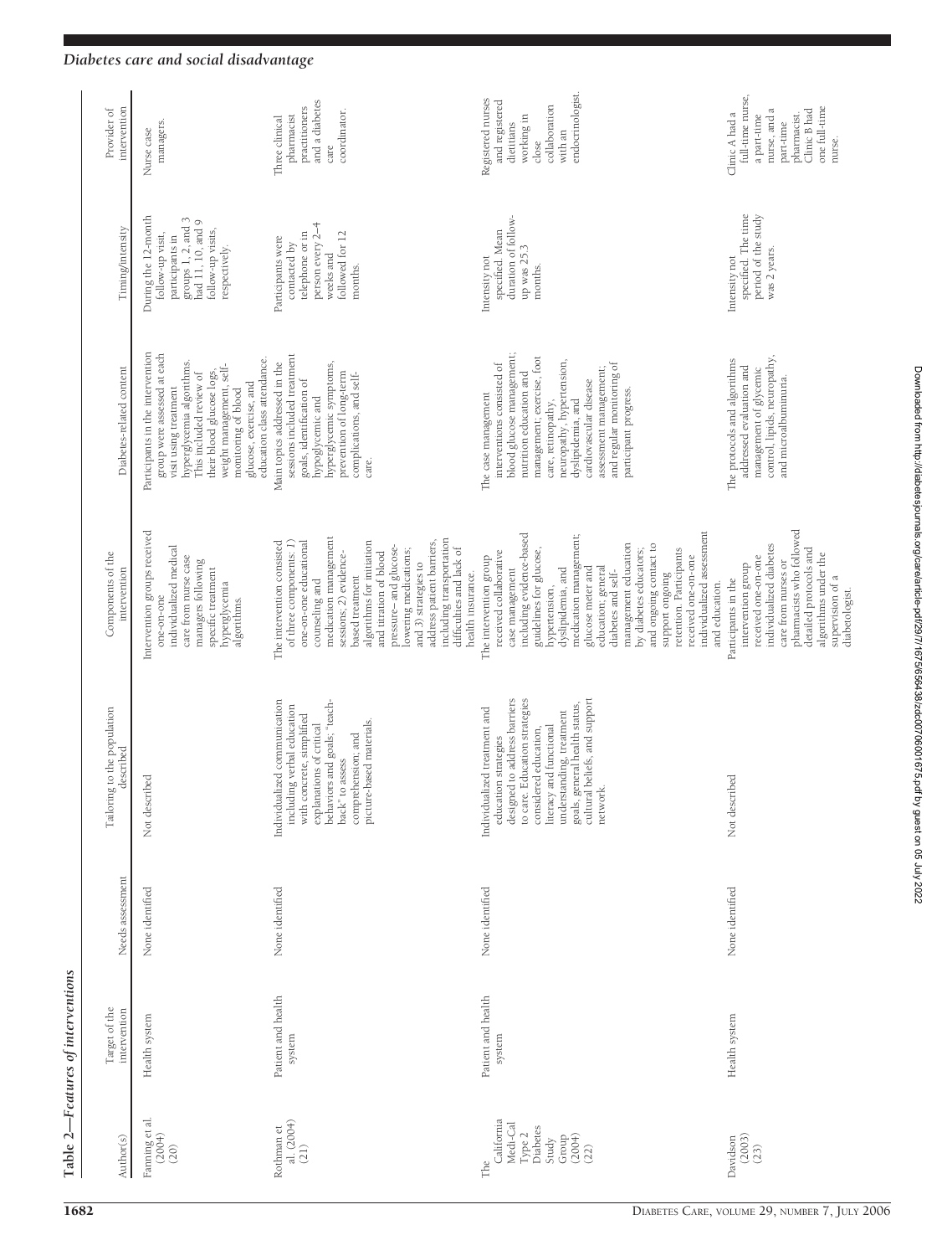**Table 2—Features of interventions**

| Author(s) | Target of the intervention | Needs assessment | Tailoring to the population described | Components of the intervention | Diabetes-related content | Timing/intensity | Provider of intervention |
|---|---|---|---|---|---|---|---|
| Fanning et al. (2004) (20) | Health system | None identified | Not described | Intervention groups received one-on-one individualized medical care from nurse case managers following specific treatment hyperglycemia algorithms. | Participants in the intervention group were assessed at each visit using treatment hyperglycemia algorithms. This included review of their blood glucose logs, weight management, self-monitoring of blood glucose, exercise, and education class attendance. | During the 12-month follow-up visit, participants in groups 1, 2, and 3 had 11, 10, and 9 follow-up visits, respectively. | Nurse case managers. |
| Rothman et al. (2004) (21) | Patient and health system | None identified | Individualized communication including verbal education with concrete, simplified explanations of critical behaviors and goals; "teach-back" to assess comprehension; and picture-based materials. | The intervention consisted of three components: 1) one-on-one educational counseling and medication management sessions; 2) evidence-based treatment algorithms for initiation and titration of blood pressure– and glucose-lowering medications; and 3) strategies to address patient barriers, including transportation difficulties and lack of health insurance. | Main topics addressed in the sessions included treatment goals, identification of hypoglycemic and hyperglycemic symptoms, prevention of long-term complications, and self-care. | Participants were contacted by telephone or in person every 2–4 weeks and followed for 12 months. | Three clinical pharmacist practitioners and a diabetes care coordinator. |
| The California Medi-Cal Type 2 Diabetes Study Group (2004) (22) | Patient and health system | None identified | Individualized treatment and education strategies designed to address barriers to care. Education strategies considered education, literacy and functional understanding, treatment goals, general health status, cultural beliefs, and support network. | The intervention group received collaborative case management including evidence-based guidelines for glucose, hypertension, dyslipidemia, and medication management; glucose meter and education; general diabetes and self-management education by diabetes educators; and ongoing contact to support ongoing retention. Participants received one-on-one individualized assessment and education. | The case management interventions consisted of blood glucose management; nutrition education and management; exercise, foot care, retinopathy, neuropathy, hypertension, dyslipidemia, and cardiovascular disease assessment management; and regular monitoring of participant progress. | Intensity not specified. Mean duration of follow-up was 25.3 months. | Registered nurses and registered dietitians working in close collaboration with an endocrinologist. |
| Davidson (2003) (23) | Health system | None identified | Not described | Participants in the intervention group received one-on-one individualized diabetes care from nurses or pharmacists who followed detailed protocols and algorithms under the supervision of a diabetologist. | The protocols and algorithms addressed evaluation and management of glycemic control, lipids, neuropathy, and microalbuminuria. | Intensity not specified. The time period of the study was 2 years. | Clinic A had a full-time nurse, a part-time nurse, and a part-time pharmacist. Clinic B had one full-time nurse. |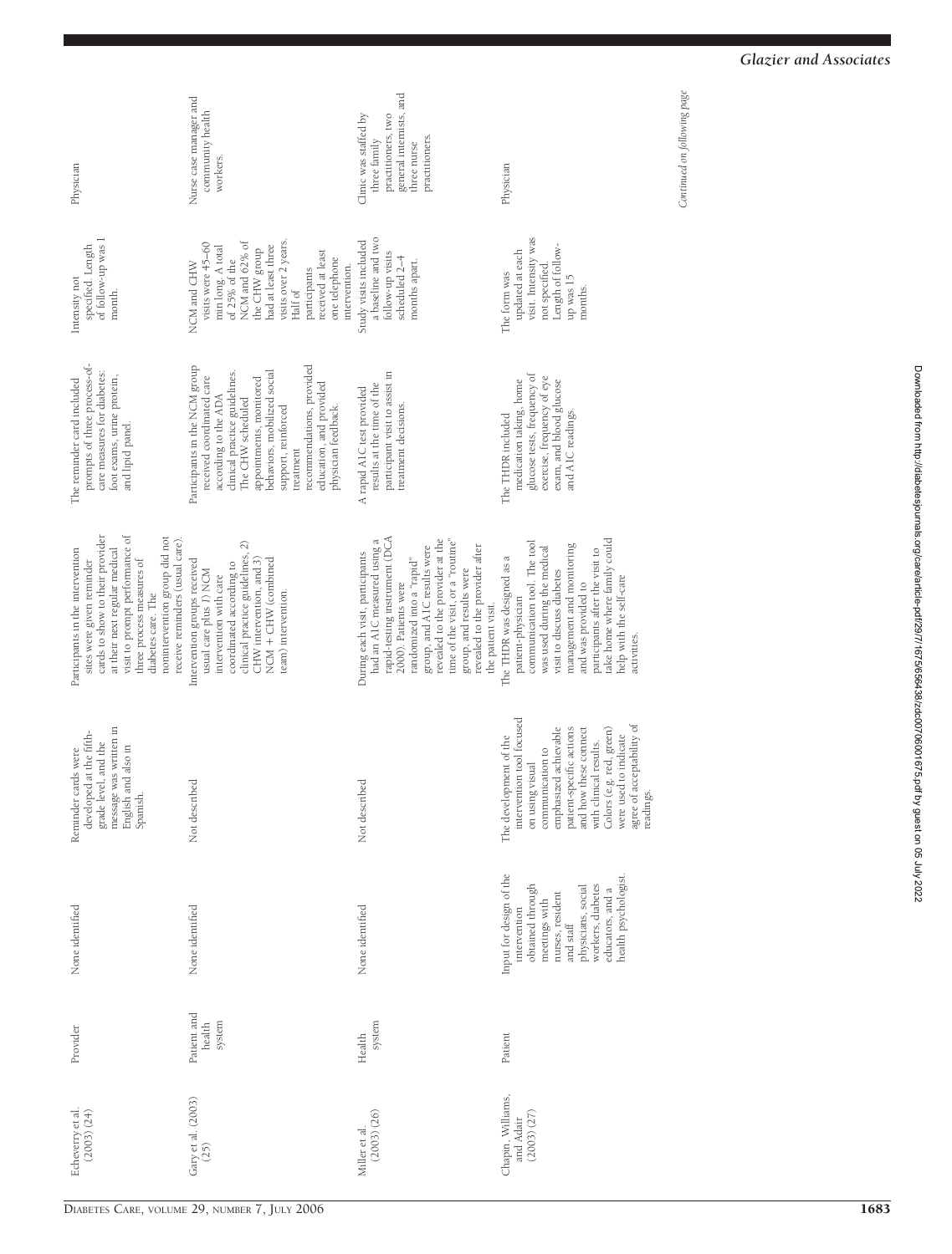| | | | | | | | |
|---|---|---|---|---|---|---|---|
| Echeverry et al. (2005) (24) | Provider | None identified | Reminder cards were developed at the fifth-grade level, and the message was written in English and also in Spanish. | Participants in the intervention sites were given reminder cards to show to their provider at their next regular medical visit to prompt performance of three process measures of diabetes care. The nonintervention group did not receive reminders (usual care). | The reminder card included prompts of three process-of-care measures for diabetes: foot exams, urine protein, and lipid panel. | Intensity not specified. Length of follow-up was 1 month. | Physician |
| Gary et al. (2003) (25) | Patient and health system | None identified | Not described | Intervention groups received usual care plus 1) NCM intervention with care coordinated according to clinical practice guidelines, 2) CHW intervention, and 3) NCM + CHW (combined team) intervention. | Participants in the NCM group received coordinated care according to the ADA clinical practice guidelines. The CHW scheduled appointments, monitored behaviors, mobilized social support, reinforced treatment recommendations, provided education, and provided physician feedback. | NCM and CHW visits were 45–60 min long. A total of 25% of the NCM and 62% of the CHW group had at least three visits over 2 years. Half of participants received at least one telephone intervention. | Nurse case manager and community health workers. |
| Miller et al. (2003) (26) | Health system | None identified | Not described | During each visit, participants had an A1C measured using a rapid-testing instrument (DCA 2000). Patients were randomized into a "rapid" group, and A1C results were revealed to the provider at the time of the visit, or a "routine" group, and results were revealed to the provider after the patient visit. | A rapid A1C test provided results at the time of the participant visit to assist in treatment decisions. | Study visits included a baseline and two follow-up visits scheduled 2–4 months apart. | Clinic was staffed by three family practitioners, two general internists, and three nurse practitioners. |
| Chapin, Williams, and Adair (2003) (27) | Patient | Input for design of the intervention obtained through meetings with nurses, resident and staff physicians, social workers, diabetes educators, and a health psychologist. | The development of the intervention tool focused on using visual communication to emphasized achievable patient-specific actions and how these connect with clinical results. Colors (e.g., red, green) were used to indicate agree of acceptability of readings. | The THDR was designed as a patient-physician communication tool. The tool was used during the medical visit to discuss diabetes management and monitoring and was provided to participants after the visit to take home where family could help with the self-care activities. | The THDR included medication taking, home glucose tests, frequency of exercise, frequency of eye exam, and blood glucose and A1C readings. | The form was updated at each visit. Intensity was not specified. Length of follow-up was 15 months. | Physician |

*Continued on following page*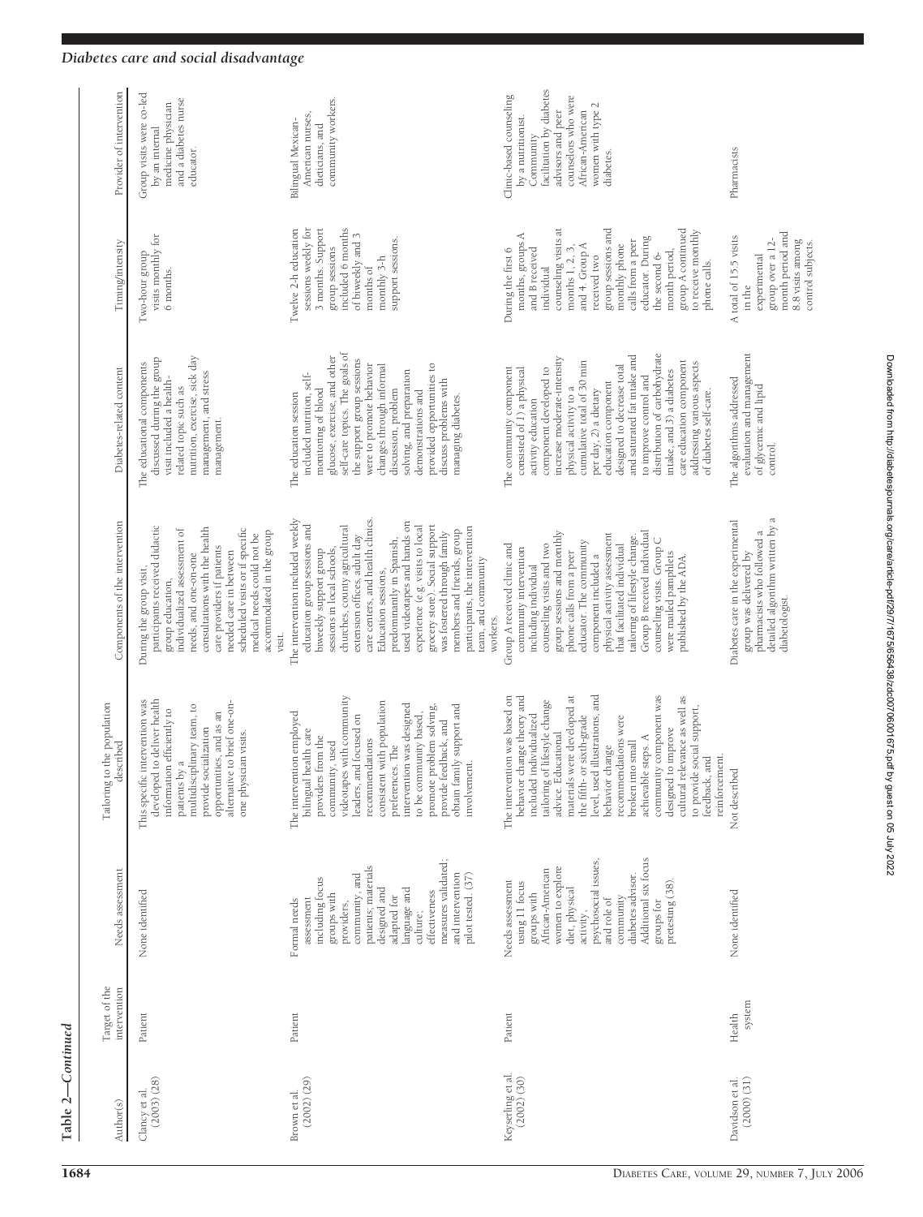Table 2—Continued

| Author(s) | Target of the intervention | Needs assessment | Tailoring to the population described | Components of the intervention | Diabetes-related content | Timing/intensity | Provider of intervention |
|---|---|---|---|---|---|---|---|
| Clancy et al. (2003) (28) | Patient | None identified | This specific intervention was developed to deliver health information efficiently to patients by a multidisciplinary team, to provide socialization opportunities, and as an alternative to brief one-on-one physician visits. | During the group visit, participants received didactic group education, individualized assessment of needs, and one-on-one consultations with the health care providers if patients needed care in between scheduled visits or if specific medical needs could not be accommodated in the group visit. | The educational components discussed during the group visit included a health-related topic such as nutrition, exercise, sick day management, and stress management. | Two-hour group visits monthly for 6 months. | Group visits were co-led by an internal medicine physician and a diabetes nurse educator. |
| Brown et al. (2002) (29) | Patient | Formal needs assessment including focus groups with providers, community, and patients; materials designed and adapted for language and culture; effectiveness measures validated; and intervention pilot tested. (37) | The intervention employed bilingual health care providers from the community, used videotapes with community leaders, and focused on recommendations consistent with population preferences. The intervention was designed to be community based, promote problem solving, provide feedback, and obtain family support and involvement. | The intervention included weekly education group sessions and biweekly support group sessions in local schools, churches, county agricultural extension offices, adult day care centers, and health clinics. Education sessions, predominantly in Spanish, used videotapes and hands on experience (e.g. visits to local grocery store). Social support was fostered through family members and friends, group participants, the intervention team, and community workers. | The education session included nutrition, self-monitoring of blood glucose, exercise, and other self-care topics. The goals of the support group sessions were to promote behavior changes through informal discussion, problem solving, and preparation demonstrations and provided opportunities to discuss problems with managing diabetes. | Twelve 2-h education sessions weekly for 3 months. Support group sessions included 6 months of biweekly and 3 months of monthly 3-h support sessions. | Bilingual Mexican-American nurses, dieticians, and community workers. |
| Keyserling et al. (2002) (30) | Patient | Needs assessment using 11 focus groups with African-American women to explore diet, physical activity, psychosocial issues, and role of community diabetes advisor. Additional six focus groups for pretesting (38). | The intervention was based on behavior change theory and included individualized tailoring of lifestyle change advice. Educational materials were developed at the fifth- or sixth-grade level, used illustrations, and behavior change recommendations were broken into small achievable steps. A community component was designed to improve cultural relevance as well as to provide social support, feedback, and reinforcement. | Group A received clinic and community intervention including individual counseling visits and two group sessions and monthly phone calls from a peer educator. The community component included a physical activity assessment that facilitated individual tailoring of lifestyle change. Group B received individual counseling visits. Group C were mailed pamphlets published by the ADA. | The community component consisted of 1) a physical activity education component developed to increase moderate-intensity physical activity to a cumulative total of 30 min per day, 2) a dietary education component designed to decrease total and saturated fat intake and to improve control and distribution of carbohydrate intake, and 3) a diabetes care education component addressing various aspects of diabetes self-care. | During the first 6 months, groups A and B received individual counseling visits at months 1, 2, 3, and 4. Group A received two group sessions and monthly phone calls from a peer educator. During the second 6-month period, group A continued to receive monthly phone calls. | Clinic-based counseling by a nutritionist. Community facilitation by diabetes advisors and peer counselors who were African-American women with type 2 diabetes. |
| Davidson et al. (2000) (31) | Health system | None identified | Not described | Diabetes care in the experimental group was delivered by pharmacists who followed a detailed algorithm written by a diabetologist. | The algorithms addressed evaluation and management of glycemic and lipid control. | A total of 15.5 visits in the experimental group over a 12-month period and 8.8 visits among control subjects. | Pharmacists |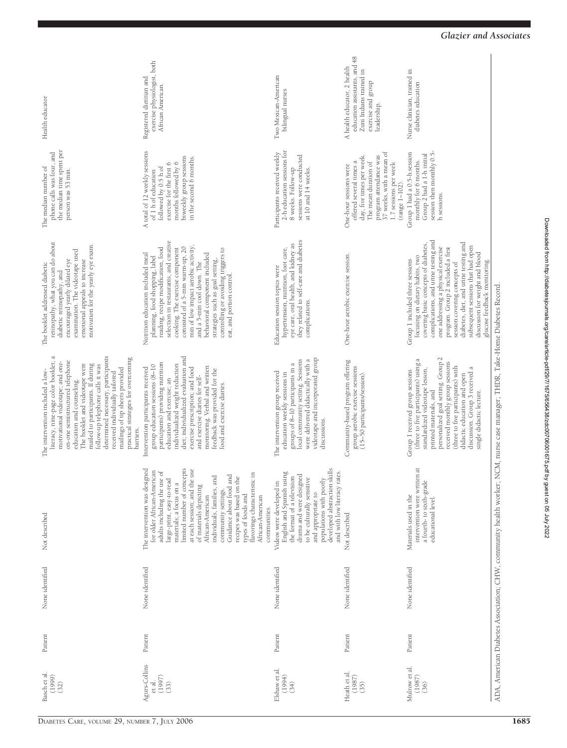| Basch et al. (1999) (32) | Patient | None identified | Not described | The intervention included a low-literacy, nine-page color booklet; a motivational videotape; and one-on-one semistructured telephone education and counseling. The booklet and videotape were mailed to participants. If during follow-up telephone calls it was determined necessary, participants received individually tailored mailings of tip sheets provided practical strategies for overcoming barriers. | The booklet addressed diabetic retinopathy, what you can do about diabetic retinopathy, and encouraged yearly dilated eye examination. The videotape used emotional appeals to increase motivation for the yearly eye exam. | The median number of phone calls was four, and the median time spent per person was 53 min. | Health educator |
|---|---|---|---|---|---|---|---|
| Agurs-Collins et al. (1997) (33) | Patient | None identified | The intervention was designed for older African-American adults including the use of large-print, easy-to-read materials; a focus on a limited number of concepts at each session; and the use of materials depicting African-American individuals, families, and community settings. Guidance about food and recipes was based on the types of foods and flavorings characteristic in African-American communities. | Intervention participants received group education sessions (8–10 participants) providing nutrition education and exercise; an individualized weight reduction diet; individualized evaluation and exercise prescription; and food and exercise diaries for self-monitoring. Verbal and written feedback was provided for the food and exercise diaries. | Nutrition education included meal planning, food shopping, label reading, recipe modification, food selection in restaurants, and creative cooking. The exercise component consisted of a 5-min warm-up, 20 min of low impact aerobic activity, and a 5-min cool down. The behavioral component included strategies such as goal setting, controlling or avoiding triggers to eat, and portion control. | A total of 12 weekly sessions of 1 h of education followed by 0.5 h of exercise for the first 6 months followed by 6 biweekly group sessions in the second 6 months. | Registered dietitian and exercise physiologist, both African American. |
| Elshaw et al. (1994) (34) | Patient | None identified | Videos were developed in English and Spanish using the format of a television drama and were designed to be culturally sensitive and appropriate to populations with poorly developed abstraction skills and with low literacy rates. | The intervention group received education weekly sessions in groups of 8–10 participants in a local community setting. Sessions were delivered didactically with a videotape and incorporated group discussions. | Education session topics were hypertension, nutrition, foot care, eye care, oral health, and kidney as they related to self-care and diabetes complications. | Participants received weekly 2-h education sessions for 8 weeks. Follow-up sessions were conducted at 10 and 14 weeks. | Two Mexican-American bilingual nurses |
| Heath et al. (1987) (35) | Patient | None identified | Not described | Community-based program offering group aerobic exercise sessions (15–50 participants/session). | One-hour aerobic exercise session. | One-hour sessions were offered several times a day, five times per week. The mean duration of program attendance was 37 weeks, with a mean of 1.7 sessions per week (range 1–102). | A health educator, 2 health education assistants, and 48 Zuni Indians trained in exercise and group leadership. |
| Mulrow et al. (1987) (36) | Patient | None identified | Materials used in the intervention were written at a fourth- to sixth-grade educational level. | Group 1 received group sessions (three to five participants) using a standardized videotape lesson, printed materials, and personalized goal setting. Group 2 received monthly group sessions (three to five participants) with didactic education and open discussion. Group 3 received a single didactic lecture. | Group 1 included three sessions focusing on dietary habits, two covering basic concepts of diabetes, complications, and urine testing and one addressing a physical exercise program. Group 2 included a first session covering concepts of diabetes, diet, and urine testing and subsequent sessions that had open discussion for weight and blood glucose feedback monitoring. | Group 1 had a 0.5-h session monthly for 6 months. Group 2 had a 1-h initial session then monthly 0.5-h sessions. | Nurse clinician, trained in diabetes education |

ADA, American Diabetes Association; CHW, community health worker; NCM, nurse case manager; THDR, Take-Home Diabetes Record.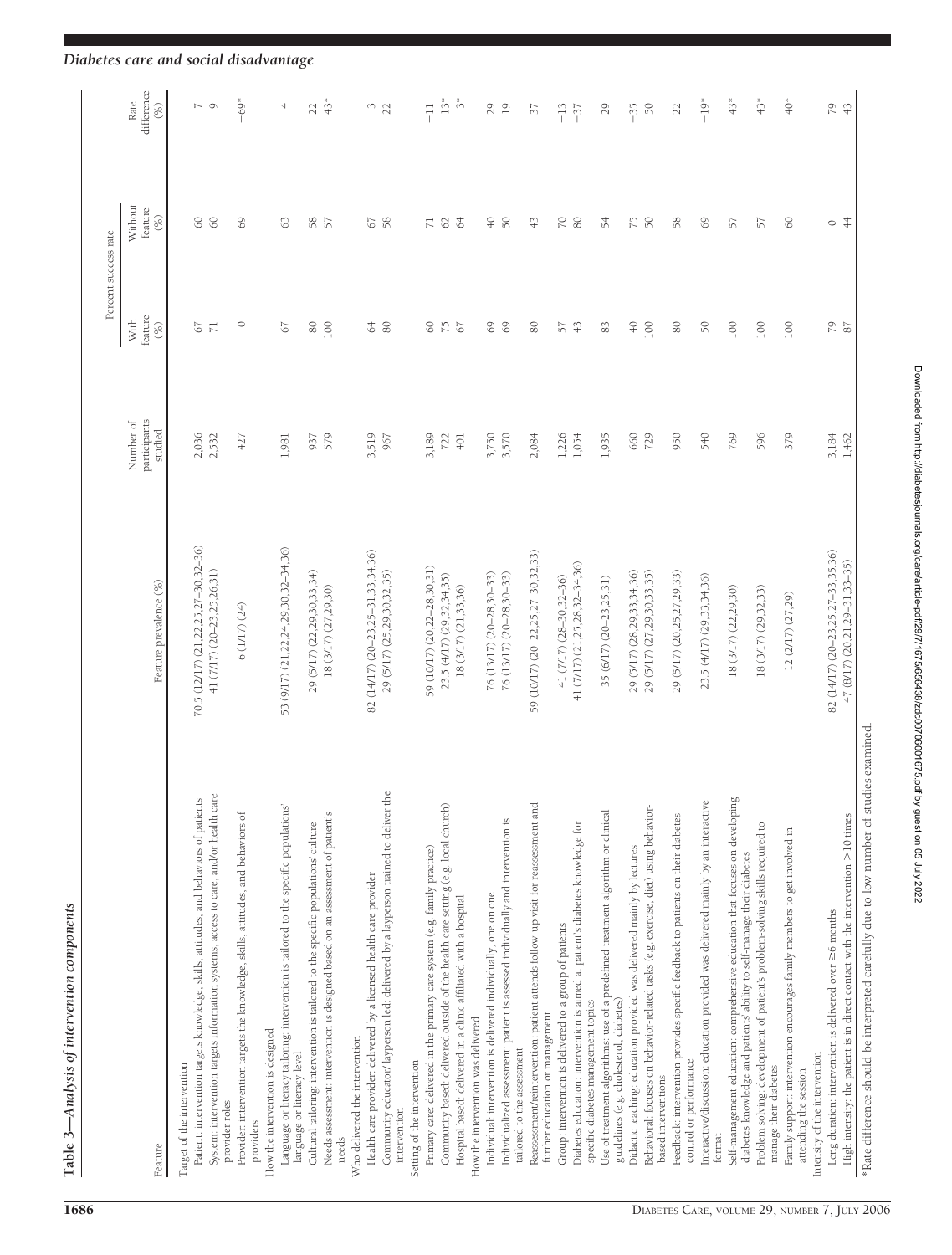**Table 3—Analysis of intervention components**

| Feature | Feature prevalence (%) | Number of participants studied | Percent success rate | | Rate difference (%) |
|---|---|---|---|---|---|
| | | | With feature (%) | Without feature (%) | |
| Target of the intervention | | | | | |
| Patient: intervention targets knowledge, skills, attitudes, and behaviors of patients | 70.5 (12/17) (21,22,25,27–30,32–36) | 2,036 | 67 | 60 | 7 |
| System: intervention targets information systems, access to care, and/or health care provider roles | 41 (7/17) (20–23,25,26,31) | 2,532 | 71 | 60 | 9 |
| Provider: intervention targets the knowledge, skills, attitudes, and behaviors of providers | 6 (1/17) (24) | 427 | 0 | 69 | −69* |
| How the intervention is designed | | | | | |
| Language or literacy tailoring: intervention is tailored to the specific populations' language or literacy level | 53 (9/17) (21,22,24,29,30,32–34,36) | 1,981 | 67 | 63 | 4 |
| Cultural tailoring: intervention is tailored to the specific populations' culture | 29 (5/17) (22,29,30,33,34) | 937 | 80 | 58 | 22 |
| Needs assessment: intervention is designed based on an assessment of patient's needs | 18 (3/17) (27,29,30) | 579 | 100 | 57 | 43* |
| Who delivered the intervention | | | | | |
| Health care provider: delivered by a licensed health care provider | 82 (14/17) (20–23,25–31,33,34,36) | 3,519 | 64 | 67 | −3 |
| Community educator/layperson led: delivered by a layperson trained to deliver the intervention | 29 (5/17) (25,29,30,32,35) | 967 | 80 | 58 | 22 |
| Setting of the intervention | | | | | |
| Primary care: delivered in the primary care system (e.g. family practice) | 59 (10/17) (20,22–28,30,31) | 3,189 | 60 | 71 | −11 |
| Community based: delivered outside of the health care setting (e.g. local church) | 23.5 (4/17) (29,32,34,35) | 722 | 75 | 62 | 13* |
| Hospital based: delivered in a clinic affiliated with a hospital | 18 (3/17) (21,33,36) | 401 | 67 | 64 | 3* |
| How the intervention was delivered | | | | | |
| Individual: intervention is delivered individually, one on one | 76 (13/17) (20–28,30–33) | 3,750 | 69 | 40 | 29 |
| Individualized assessment: patient is assessed individually and intervention is tailored to the assessment | 76 (13/17) (20–28,30–33) | 3,570 | 69 | 50 | 19 |
| Reassessment/reintervention: patient attends follow-up visit for reassessment and further education or management | 59 (10/17) (20–22,25,27–30,32,33) | 2,084 | 80 | 43 | 37 |
| Group: intervention is delivered to a group of patients | 41 (7/17) (28–30,32–36) | 1,226 | 57 | 70 | −13 |
| Diabetes education: intervention is aimed at patient's diabetes knowledge for specific diabetes management topics | 41 (7/17) (21,25,28,32–34,36) | 1,054 | 43 | 80 | −37 |
| Use of treatment algorithms: use of a predefined treatment algorithm or clinical guidelines (e.g. cholesterol, diabetes) | 35 (6/17) (20–23,25,31) | 1,935 | 83 | 54 | 29 |
| Didactic teaching: education provided was delivered mainly by lectures | 29 (5/17) (28,29,33,34,36) | 660 | 40 | 75 | −35 |
| Behavioral: focuses on behavior-related tasks (e.g. exercise, diet) using behavior-based interventions | 29 (5/17) (27,29,30,33,35) | 729 | 100 | 50 | 50 |
| Feedback: intervention provides specific feedback to patients on their diabetes control or performance | 29 (5/17) (20,25,27,29,33) | 950 | 80 | 58 | 22 |
| Interactive/discussion: education provided was delivered mainly by an interactive format | 23.5 (4/17) (29,33,34,36) | 540 | 50 | 69 | −19* |
| Self-management education: comprehensive education that focuses on developing diabetes knowledge and patients' ability to self-manage their diabetes | 18 (3/17) (22,29,30) | 769 | 100 | 57 | 43* |
| Problem solving: development of patient's problem-solving skills required to manage their diabetes | 18 (3/17) (29,32,33) | 596 | 100 | 57 | 43* |
| Family support: intervention encourages family members to get involved in attending the session | 12 (2/17) (27,29) | 379 | 100 | 60 | 40* |
| Intensity of the intervention | | | | | |
| Long duration: intervention is delivered over ≥6 months | 82 (14/17) (20–23,25,27–33,35,36) | 3,184 | 79 | 0 | 79 |
| High intensity: the patient is in direct contact with the intervention >10 times | 47 (8/17) (20,21,29–31,33–35) | 1,462 | 87 | 44 | 43 |

*Rate difference should be interpreted carefully due to low number of studies examined.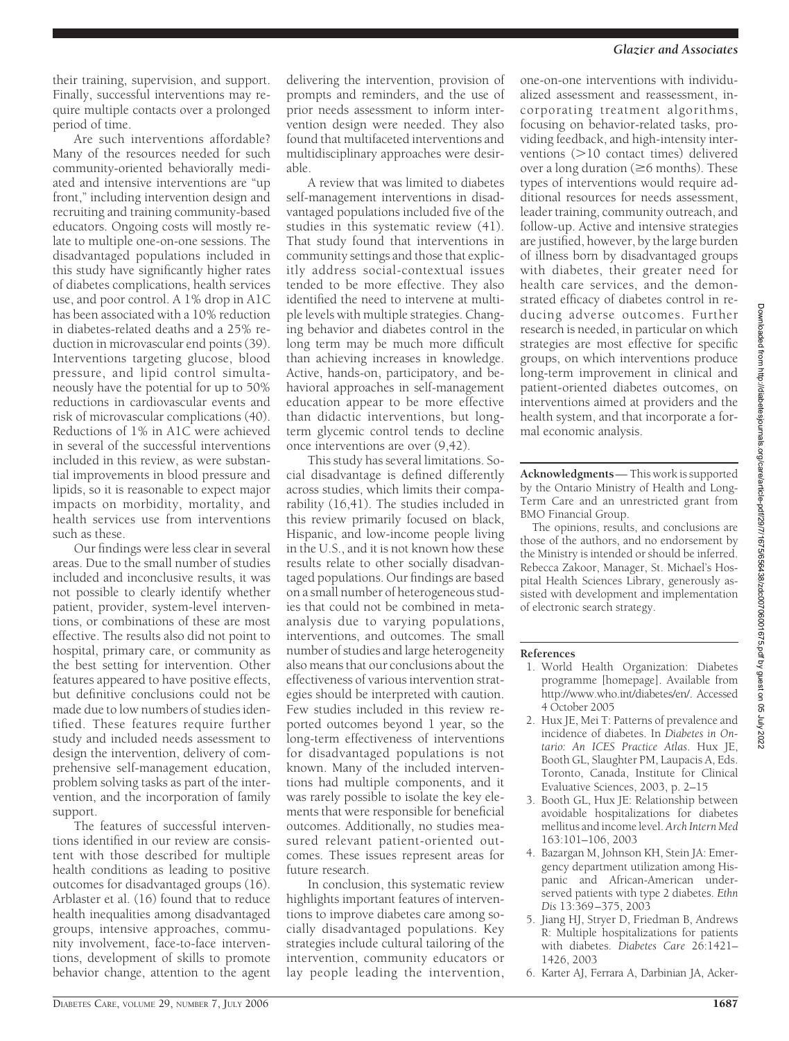their training, supervision, and support. Finally, successful interventions may require multiple contacts over a prolonged period of time.

Are such interventions affordable? Many of the resources needed for such community-oriented behaviorally mediated and intensive interventions are "up front," including intervention design and recruiting and training community-based educators. Ongoing costs will mostly relate to multiple one-on-one sessions. The disadvantaged populations included in this study have significantly higher rates of diabetes complications, health services use, and poor control. A 1% drop in A1C has been associated with a 10% reduction in diabetes-related deaths and a 25% reduction in microvascular end points (39). Interventions targeting glucose, blood pressure, and lipid control simultaneously have the potential for up to 50% reductions in cardiovascular events and risk of microvascular complications (40). Reductions of 1% in A1C were achieved in several of the successful interventions included in this review, as were substantial improvements in blood pressure and lipids, so it is reasonable to expect major impacts on morbidity, mortality, and health services use from interventions such as these.

Our findings were less clear in several areas. Due to the small number of studies included and inconclusive results, it was not possible to clearly identify whether patient, provider, system-level interventions, or combinations of these are most effective. The results also did not point to hospital, primary care, or community as the best setting for intervention. Other features appeared to have positive effects, but definitive conclusions could not be made due to low numbers of studies identified. These features require further study and included needs assessment to design the intervention, delivery of comprehensive self-management education, problem solving tasks as part of the intervention, and the incorporation of family support.

The features of successful interventions identified in our review are consistent with those described for multiple health conditions as leading to positive outcomes for disadvantaged groups (16). Arblaster et al. (16) found that to reduce health inequalities among disadvantaged groups, intensive approaches, community involvement, face-to-face interventions, development of skills to promote behavior change, attention to the agent delivering the intervention, provision of prompts and reminders, and the use of prior needs assessment to inform intervention design were needed. They also found that multifaceted interventions and multidisciplinary approaches were desirable.

A review that was limited to diabetes self-management interventions in disadvantaged populations included five of the studies in this systematic review (41). That study found that interventions in community settings and those that explicitly address social-contextual issues tended to be more effective. They also identified the need to intervene at multiple levels with multiple strategies. Changing behavior and diabetes control in the long term may be much more difficult than achieving increases in knowledge. Active, hands-on, participatory, and behavioral approaches in self-management education appear to be more effective than didactic interventions, but long-term glycemic control tends to decline once interventions are over (9,42).

This study has several limitations. Social disadvantage is defined differently across studies, which limits their comparability (16,41). The studies included in this review primarily focused on black, Hispanic, and low-income people living in the U.S., and it is not known how these results relate to other socially disadvantaged populations. Our findings are based on a small number of heterogeneous studies that could not be combined in meta-analysis due to varying populations, interventions, and outcomes. The small number of studies and large heterogeneity also means that our conclusions about the effectiveness of various intervention strategies should be interpreted with caution. Few studies included in this review reported outcomes beyond 1 year, so the long-term effectiveness of interventions for disadvantaged populations is not known. Many of the included interventions had multiple components, and it was rarely possible to isolate the key elements that were responsible for beneficial outcomes. Additionally, no studies measured relevant patient-oriented outcomes. These issues represent areas for future research.

In conclusion, this systematic review highlights important features of interventions to improve diabetes care among socially disadvantaged populations. Key strategies include cultural tailoring of the intervention, community educators or lay people leading the intervention, one-on-one interventions with individualized assessment and reassessment, incorporating treatment algorithms, focusing on behavior-related tasks, providing feedback, and high-intensity interventions (>10 contact times) delivered over a long duration (≥6 months). These types of interventions would require additional resources for needs assessment, leader training, community outreach, and follow-up. Active and intensive strategies are justified, however, by the large burden of illness born by disadvantaged groups with diabetes, their greater need for health care services, and the demonstrated efficacy of diabetes control in reducing adverse outcomes. Further research is needed, in particular on which strategies are most effective for specific groups, on which interventions produce long-term improvement in clinical and patient-oriented diabetes outcomes, on interventions aimed at providers and the health system, and that incorporate a formal economic analysis.

**Acknowledgments**— This work is supported by the Ontario Ministry of Health and Long-Term Care and an unrestricted grant from BMO Financial Group.

The opinions, results, and conclusions are those of the authors, and no endorsement by the Ministry is intended or should be inferred. Rebecca Zakoor, Manager, St. Michael's Hospital Health Sciences Library, generously assisted with development and implementation of electronic search strategy.

## References

1. World Health Organization: Diabetes programme [homepage]. Available from http://www.who.int/diabetes/en/. Accessed 4 October 2005
2. Hux JE, Mei T: Patterns of prevalence and incidence of diabetes. In *Diabetes in Ontario: An ICES Practice Atlas*. Hux JE, Booth GL, Slaughter PM, Laupacis A, Eds. Toronto, Canada, Institute for Clinical Evaluative Sciences, 2003, p. 2–15
3. Booth GL, Hux JE: Relationship between avoidable hospitalizations for diabetes mellitus and income level. *Arch Intern Med* 163:101–106, 2003
4. Bazargan M, Johnson KH, Stein JA: Emergency department utilization among Hispanic and African-American underserved patients with type 2 diabetes. *Ethn Dis* 13:369–375, 2003
5. Jiang HJ, Stryer D, Friedman B, Andrews R: Multiple hospitalizations for patients with diabetes. *Diabetes Care* 26:1421–1426, 2003
6. Karter AJ, Ferrara A, Darbinian JA, Acker-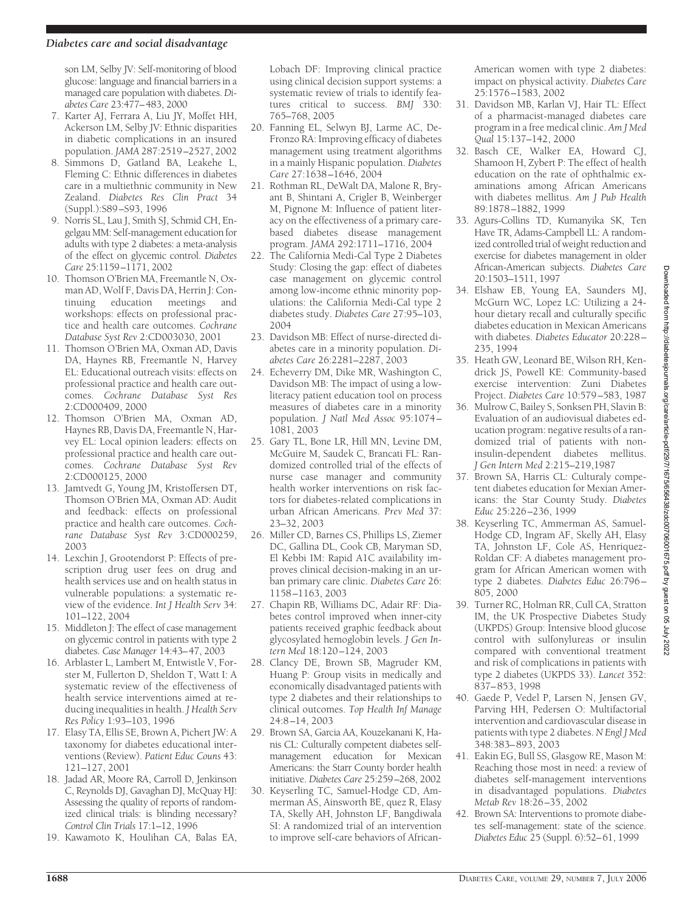son LM, Selby JV: Self-monitoring of blood glucose: language and financial barriers in a managed care population with diabetes. *Diabetes Care* 23:477–483, 2000

7. Karter AJ, Ferrara A, Liu JY, Moffet HH, Ackerson LM, Selby JV: Ethnic disparities in diabetic complications in an insured population. *JAMA* 287:2519–2527, 2002
8. Simmons D, Gatland BA, Leakehe L, Fleming C: Ethnic differences in diabetes care in a multiethnic community in New Zealand. *Diabetes Res Clin Pract* 34 (Suppl.):S89–S93, 1996
9. Norris SL, Lau J, Smith SJ, Schmid CH, Engelgau MM: Self-management education for adults with type 2 diabetes: a meta-analysis of the effect on glycemic control. *Diabetes Care* 25:1159–1171, 2002
10. Thomson O'Brien MA, Freemantle N, Oxman AD, Wolf F, Davis DA, Herrin J: Continuing education meetings and workshops: effects on professional practice and health care outcomes. *Cochrane Database Syst Rev* 2:CD003030, 2001
11. Thomson O'Brien MA, Oxman AD, Davis DA, Haynes RB, Freemantle N, Harvey EL: Educational outreach visits: effects on professional practice and health care outcomes. *Cochrane Database Syst Res* 2:CD000409, 2000
12. Thomson O'Brien MA, Oxman AD, Haynes RB, Davis DA, Freemantle N, Harvey EL: Local opinion leaders: effects on professional practice and health care outcomes. *Cochrane Database Syst Rev* 2:CD000125, 2000
13. Jamtvedt G, Young JM, Kristoffersen DT, Thomson O'Brien MA, Oxman AD: Audit and feedback: effects on professional practice and health care outcomes. *Cochrane Database Syst Rev* 3:CD000259, 2003
14. Lexchin J, Grootendorst P: Effects of prescription drug user fees on drug and health services use and on health status in vulnerable populations: a systematic review of the evidence. *Int J Health Serv* 34: 101–122, 2004
15. Middleton J: The effect of case management on glycemic control in patients with type 2 diabetes. *Case Manager* 14:43–47, 2003
16. Arblaster L, Lambert M, Entwistle V, Forster M, Fullerton D, Sheldon T, Watt I: A systematic review of the effectiveness of health service interventions aimed at reducing inequalities in health. *J Health Serv Res Policy* 1:93–103, 1996
17. Elasy TA, Ellis SE, Brown A, Pichert JW: A taxonomy for diabetes educational interventions (Review). *Patient Educ Couns* 43: 121–127, 2001
18. Jadad AR, Moore RA, Carroll D, Jenkinson C, Reynolds DJ, Gavaghan DJ, McQuay HJ: Assessing the quality of reports of randomized clinical trials: is blinding necessary? *Control Clin Trials* 17:1–12, 1996
19. Kawamoto K, Houlihan CA, Balas EA, Lobach DF: Improving clinical practice using clinical decision support systems: a systematic review of trials to identify features critical to success. *BMJ* 330: 765–768, 2005
20. Fanning EL, Selwyn BJ, Larme AC, DeFronzo RA: Improving efficacy of diabetes management using treatment algorithms in a mainly Hispanic population. *Diabetes Care* 27:1638–1646, 2004
21. Rothman RL, DeWalt DA, Malone R, Bryant B, Shintani A, Crigler B, Weinberger M, Pignone M: Influence of patient literacy on the effectiveness of a primary care-based diabetes disease management program. *JAMA* 292:1711–1716, 2004
22. The California Medi-Cal Type 2 Diabetes Study: Closing the gap: effect of diabetes case management on glycemic control among low-income ethnic minority populations: the California Medi-Cal type 2 diabetes study. *Diabetes Care* 27:95–103, 2004
23. Davidson MB: Effect of nurse-directed diabetes care in a minority population. *Diabetes Care* 26:2281–2287, 2003
24. Echeverry DM, Dike MR, Washington C, Davidson MB: The impact of using a low-literacy patient education tool on process measures of diabetes care in a minority population. *J Natl Med Assoc* 95:1074–1081, 2003
25. Gary TL, Bone LR, Hill MN, Levine DM, McGuire M, Saudek C, Brancati FL: Randomized controlled trial of the effects of nurse case manager and community health worker interventions on risk factors for diabetes-related complications in urban African Americans. *Prev Med* 37: 23–32, 2003
26. Miller CD, Barnes CS, Phillips LS, Ziemer DC, Gallina DL, Cook CB, Maryman SD, El Kebbi IM: Rapid A1C availability improves clinical decision-making in an urban primary care clinic. *Diabetes Care* 26: 1158–1163, 2003
27. Chapin RB, Williams DC, Adair RF: Diabetes control improved when inner-city patients received graphic feedback about glycosylated hemoglobin levels. *J Gen Intern Med* 18:120–124, 2003
28. Clancy DE, Brown SB, Magruder KM, Huang P: Group visits in medically and economically disadvantaged patients with type 2 diabetes and their relationships to clinical outcomes. *Top Health Inf Manage* 24:8–14, 2003
29. Brown SA, Garcia AA, Kouzekanani K, Hanis CL: Culturally competent diabetes self-management education for Mexican Americans: the Starr County border health initiative. *Diabetes Care* 25:259–268, 2002
30. Keyserling TC, Samuel-Hodge CD, Ammerman AS, Ainsworth BE, quez R, Elasy TA, Skelly AH, Johnston LF, Bangdiwala SI: A randomized trial of an intervention to improve self-care behaviors of African-American women with type 2 diabetes: impact on physical activity. *Diabetes Care* 25:1576–1583, 2002
31. Davidson MB, Karlan VJ, Hair TL: Effect of a pharmacist-managed diabetes care program in a free medical clinic. *Am J Med Qual* 15:137–142, 2000
32. Basch CE, Walker EA, Howard CJ, Shamoon H, Zybert P: The effect of health education on the rate of ophthalmic examinations among African Americans with diabetes mellitus. *Am J Pub Health* 89:1878–1882, 1999
33. Agurs-Collins TD, Kumanyika SK, Ten Have TR, Adams-Campbell LL: A randomized controlled trial of weight reduction and exercise for diabetes management in older African-American subjects. *Diabetes Care* 20:1503–1511, 1997
34. Elshaw EB, Young EA, Saunders MJ, McGurn WC, Lopez LC: Utilizing a 24-hour dietary recall and culturally specific diabetes education in Mexican Americans with diabetes. *Diabetes Educator* 20:228–235, 1994
35. Heath GW, Leonard BE, Wilson RH, Kendrick JS, Powell KE: Community-based exercise intervention: Zuni Diabetes Project. *Diabetes Care* 10:579–583, 1987
36. Mulrow C, Bailey S, Sonksen PH, Slavin B: Evaluation of an audiovisual diabetes education program: negative results of a randomized trial of patients with non-insulin-dependent diabetes mellitus. *J Gen Intern Med* 2:215–219,1987
37. Brown SA, Harris CL: Culturaly competent diabetes education for Mexian Americans: the Star County Study. *Diabetes Educ* 25:226–236, 1999
38. Keyserling TC, Ammerman AS, Samuel-Hodge CD, Ingram AF, Skelly AH, Elasy TA, Johnston LF, Cole AS, Henriquez-Roldan CF: A diabetes management program for African American women with type 2 diabetes. *Diabetes Educ* 26:796–805, 2000
39. Turner RC, Holman RR, Cull CA, Stratton IM, the UK Prospective Diabetes Study (UKPDS) Group: Intensive blood glucose control with sulfonylureas or insulin compared with conventional treatment and risk of complications in patients with type 2 diabetes (UKPDS 33). *Lancet* 352: 837–853, 1998
40. Gaede P, Vedel P, Larsen N, Jensen GV, Parving HH, Pedersen O: Multifactorial intervention and cardiovascular disease in patients with type 2 diabetes. *N Engl J Med* 348:383–893, 2003
41. Eakin EG, Bull SS, Glasgow RE, Mason M: Reaching those most in need: a review of diabetes self-management interventions in disadvantaged populations. *Diabetes Metab Rev* 18:26–35, 2002
42. Brown SA: Interventions to promote diabetes self-management: state of the science. *Diabetes Educ* 25 (Suppl. 6):52–61, 1999